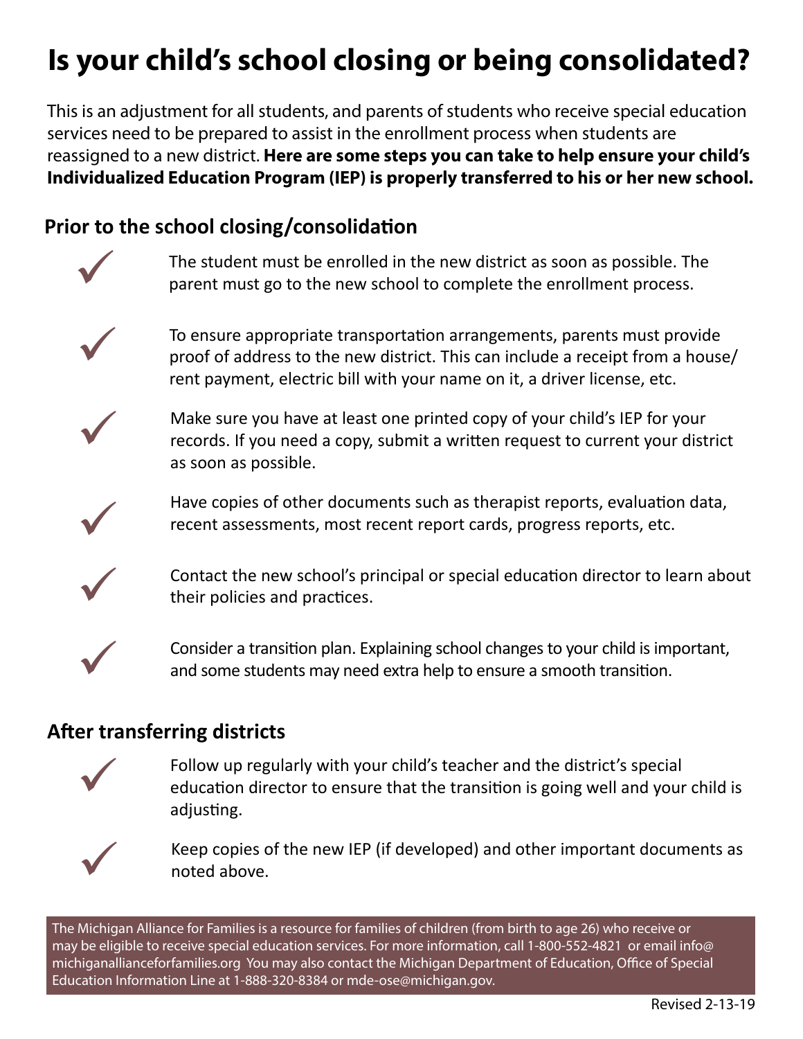# Is your child's school closing or being consolidated?

This is an adjustment for all students, and parents of students who receive special education services need to be prepared to assist in the enrollment process when students are reassigned to a new district. **Here are some steps you can take to help ensure your child's Individualized Education Program (IEP) is properly transferred to his or her new school.**

## Prior to the school closing/consolidation

- ✓ The student must be enrolled in the new district as soon as possible. The parent must go to the new school to complete the enrollment process.
- ✓ To ensure appropriate transportation arrangements, parents must provide proof of address to the new district. This can include a receipt from a house/rent payment, electric bill with your name on it, a driver license, etc.
- ✓ Make sure you have at least one printed copy of your child's IEP for your records. If you need a copy, submit a written request to current your district as soon as possible.
- ✓ Have copies of other documents such as therapist reports, evaluation data, recent assessments, most recent report cards, progress reports, etc.
- ✓ Contact the new school's principal or special education director to learn about their policies and practices.
- ✓ Consider a transition plan. Explaining school changes to your child is important, and some students may need extra help to ensure a smooth transition.

## After transferring districts

- ✓ Follow up regularly with your child's teacher and the district's special education director to ensure that the transition is going well and your child is adjusting.
- ✓ Keep copies of the new IEP (if developed) and other important documents as noted above.

The Michigan Alliance for Families is a resource for families of children (from birth to age 26) who receive or may be eligible to receive special education services. For more information, call 1-800-552-4821 or email info@michiganallianceforfamilies.org You may also contact the Michigan Department of Education, Office of Special Education Information Line at 1-888-320-8384 or mde-ose@michigan.gov.

Revised 2-13-19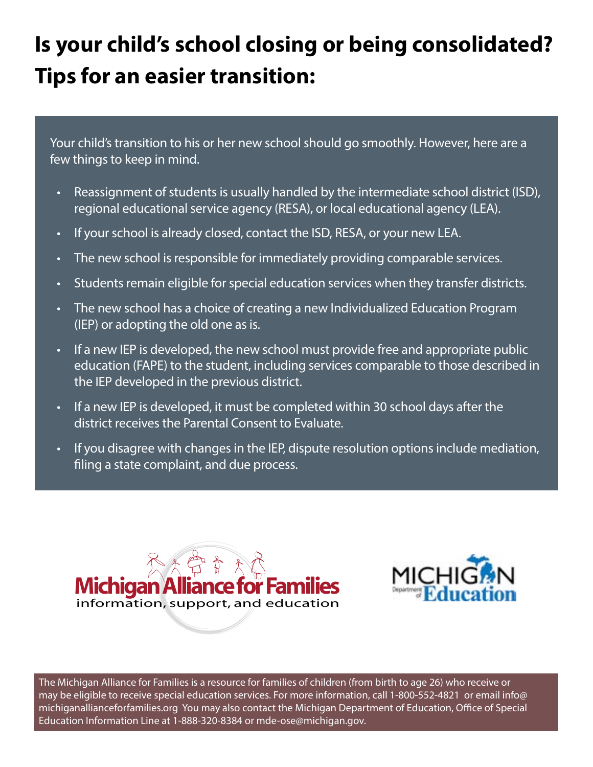# Is your child's school closing or being consolidated? Tips for an easier transition:

Your child's transition to his or her new school should go smoothly. However, here are a few things to keep in mind.

- Reassignment of students is usually handled by the intermediate school district (ISD), regional educational service agency (RESA), or local educational agency (LEA).
- If your school is already closed, contact the ISD, RESA, or your new LEA.
- The new school is responsible for immediately providing comparable services.
- Students remain eligible for special education services when they transfer districts.
- The new school has a choice of creating a new Individualized Education Program (IEP) or adopting the old one as is.
- If a new IEP is developed, the new school must provide free and appropriate public education (FAPE) to the student, including services comparable to those described in the IEP developed in the previous district.
- If a new IEP is developed, it must be completed within 30 school days after the district receives the Parental Consent to Evaluate.
- If you disagree with changes in the IEP, dispute resolution options include mediation, filing a state complaint, and due process.

Michigan Alliance for Families
information, support, and education

MICHIGAN Department of Education

The Michigan Alliance for Families is a resource for families of children (from birth to age 26) who receive or may be eligible to receive special education services. For more information, call 1-800-552-4821 or email info@michiganallianceforfamilies.org You may also contact the Michigan Department of Education, Office of Special Education Information Line at 1-888-320-8384 or mde-ose@michigan.gov.